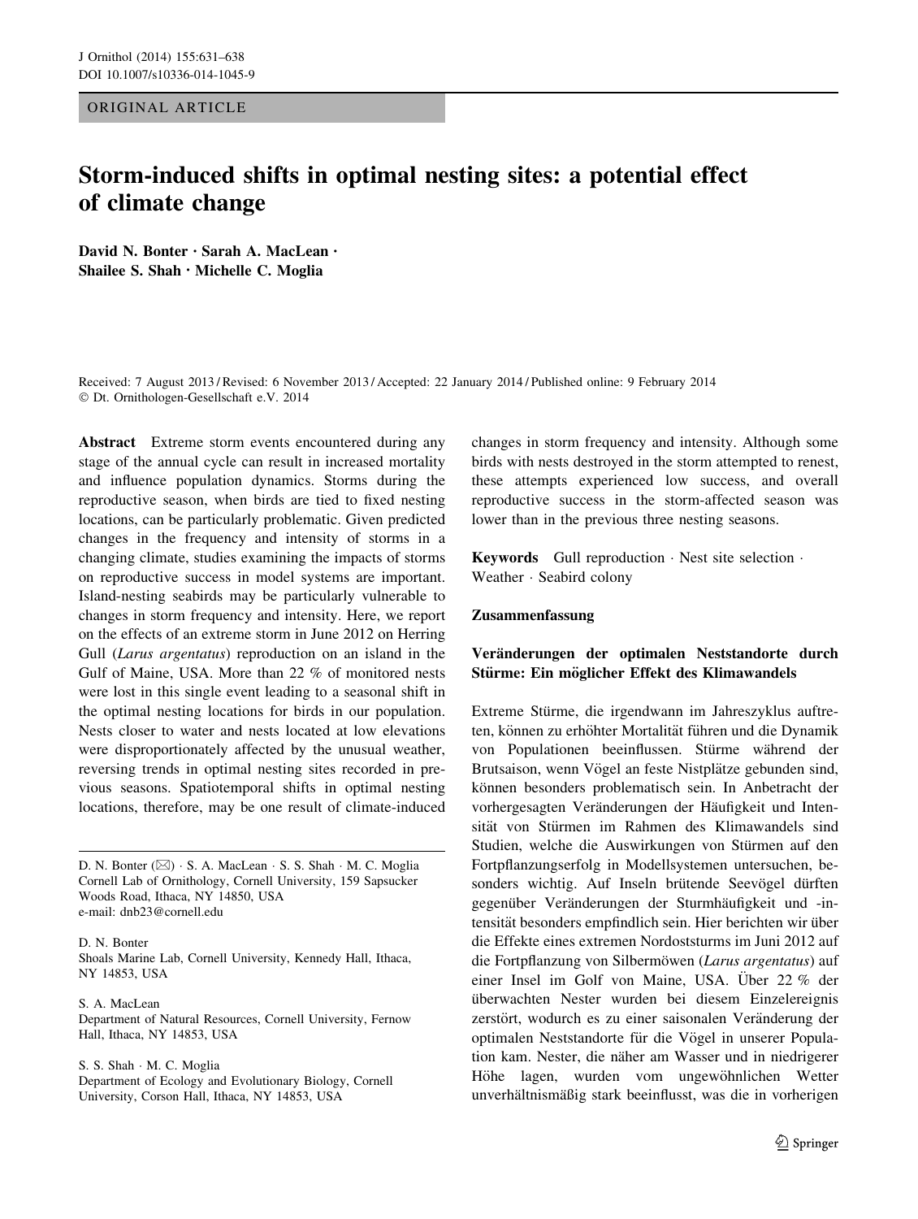ORIGINAL ARTICLE

# Storm-induced shifts in optimal nesting sites: a potential effect of climate change

**David N. Bonter · Sarah A. MacLean · Shailee S. Shah · Michelle C. Moglia**

Received: 7 August 2013 / Revised: 6 November 2013 / Accepted: 22 January 2014 / Published online: 9 February 2014
© Dt. Ornithologen-Gesellschaft e.V. 2014

**Abstract** Extreme storm events encountered during any stage of the annual cycle can result in increased mortality and influence population dynamics. Storms during the reproductive season, when birds are tied to fixed nesting locations, can be particularly problematic. Given predicted changes in the frequency and intensity of storms in a changing climate, studies examining the impacts of storms on reproductive success in model systems are important. Island-nesting seabirds may be particularly vulnerable to changes in storm frequency and intensity. Here, we report on the effects of an extreme storm in June 2012 on Herring Gull (*Larus argentatus*) reproduction on an island in the Gulf of Maine, USA. More than 22 % of monitored nests were lost in this single event leading to a seasonal shift in the optimal nesting locations for birds in our population. Nests closer to water and nests located at low elevations were disproportionately affected by the unusual weather, reversing trends in optimal nesting sites recorded in previous seasons. Spatiotemporal shifts in optimal nesting locations, therefore, may be one result of climate-induced changes in storm frequency and intensity. Although some birds with nests destroyed in the storm attempted to renest, these attempts experienced low success, and overall reproductive success in the storm-affected season was lower than in the previous three nesting seasons.

**Keywords** Gull reproduction · Nest site selection · Weather · Seabird colony

D. N. Bonter (✉) · S. A. MacLean · S. S. Shah · M. C. Moglia
Cornell Lab of Ornithology, Cornell University, 159 Sapsucker Woods Road, Ithaca, NY 14850, USA
e-mail: dnb23@cornell.edu

D. N. Bonter
Shoals Marine Lab, Cornell University, Kennedy Hall, Ithaca, NY 14853, USA

S. A. MacLean
Department of Natural Resources, Cornell University, Fernow Hall, Ithaca, NY 14853, USA

S. S. Shah · M. C. Moglia
Department of Ecology and Evolutionary Biology, Cornell University, Corson Hall, Ithaca, NY 14853, USA

## Zusammenfassung

### Veränderungen der optimalen Neststandorte durch Stürme: Ein möglicher Effekt des Klimawandels

Extreme Stürme, die irgendwann im Jahreszyklus auftreten, können zu erhöhter Mortalität führen und die Dynamik von Populationen beeinflussen. Stürme während der Brutsaison, wenn Vögel an feste Nistplätze gebunden sind, können besonders problematisch sein. In Anbetracht der vorhergesagten Veränderungen der Häufigkeit und Intensität von Stürmen im Rahmen des Klimawandels sind Studien, welche die Auswirkungen von Stürmen auf den Fortpflanzungserfolg in Modellsystemen untersuchen, besonders wichtig. Auf Inseln brütende Seevögel dürften gegenüber Veränderungen der Sturmhäufigkeit und -intensität besonders empfindlich sein. Hier berichten wir über die Effekte eines extremen Nordoststurms im Juni 2012 auf die Fortpflanzung von Silbermöwen (*Larus argentatus*) auf einer Insel im Golf von Maine, USA. Über 22 % der überwachten Nester wurden bei diesem Einzelereignis zerstört, wodurch es zu einer saisonalen Veränderung der optimalen Neststandorte für die Vögel in unserer Population kam. Nester, die näher am Wasser und in niedrigerer Höhe lagen, wurden vom ungewöhnlichen Wetter unverhältnismäßig stark beeinflusst, was die in vorherigen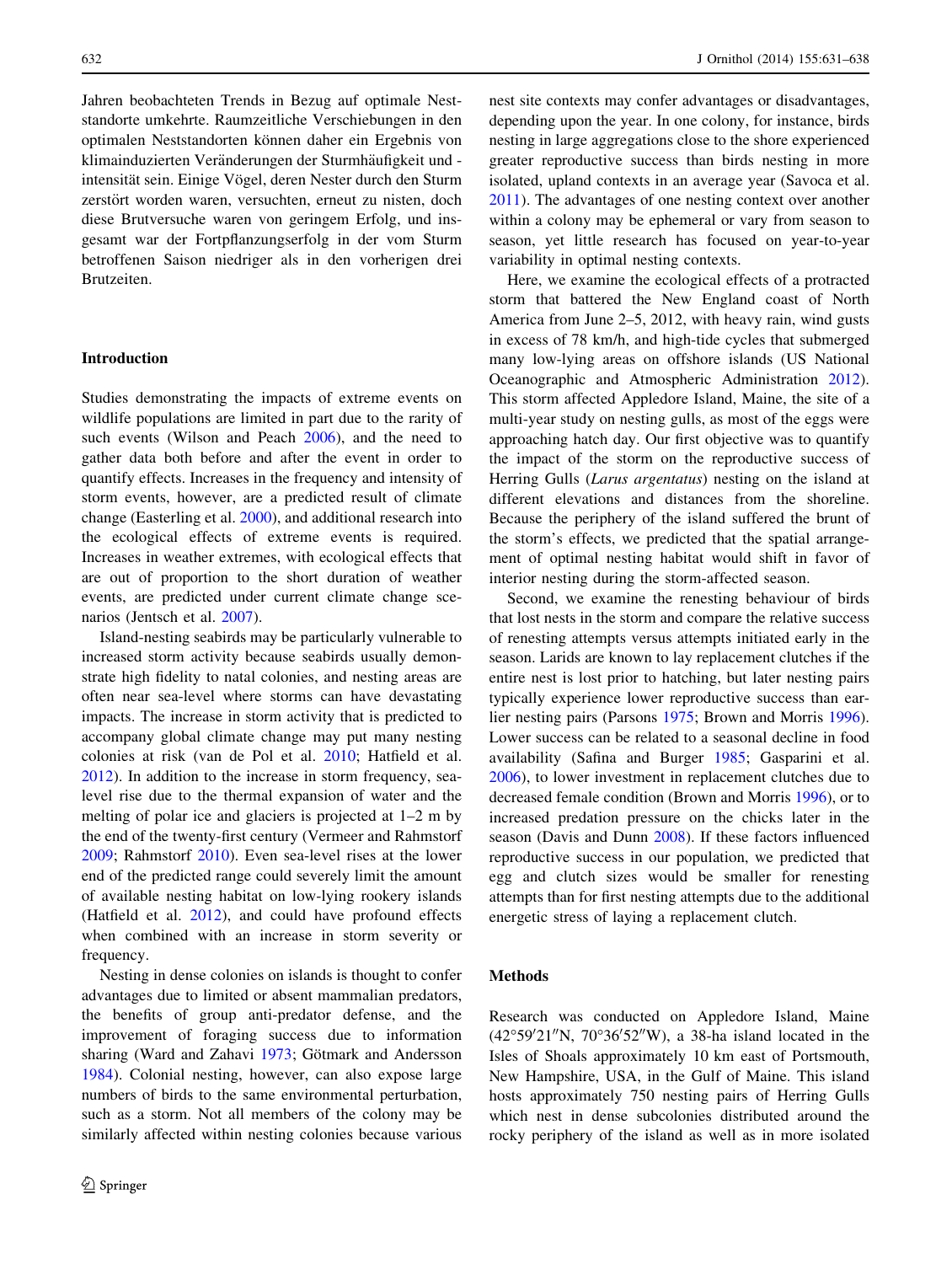Jahren beobachteten Trends in Bezug auf optimale Neststandorte umkehrte. Raumzeitliche Verschiebungen in den optimalen Neststandorten können daher ein Ergebnis von klimainduzierten Veränderungen der Sturmhäufigkeit und -intensität sein. Einige Vögel, deren Nester durch den Sturm zerstört worden waren, versuchten, erneut zu nisten, doch diese Brutversuche waren von geringem Erfolg, und insgesamt war der Fortpflanzungserfolg in der vom Sturm betroffenen Saison niedriger als in den vorherigen drei Brutzeiten.

## Introduction

Studies demonstrating the impacts of extreme events on wildlife populations are limited in part due to the rarity of such events (Wilson and Peach 2006), and the need to gather data both before and after the event in order to quantify effects. Increases in the frequency and intensity of storm events, however, are a predicted result of climate change (Easterling et al. 2000), and additional research into the ecological effects of extreme events is required. Increases in weather extremes, with ecological effects that are out of proportion to the short duration of weather events, are predicted under current climate change scenarios (Jentsch et al. 2007).

Island-nesting seabirds may be particularly vulnerable to increased storm activity because seabirds usually demonstrate high fidelity to natal colonies, and nesting areas are often near sea-level where storms can have devastating impacts. The increase in storm activity that is predicted to accompany global climate change may put many nesting colonies at risk (van de Pol et al. 2010; Hatfield et al. 2012). In addition to the increase in storm frequency, sea-level rise due to the thermal expansion of water and the melting of polar ice and glaciers is projected at 1–2 m by the end of the twenty-first century (Vermeer and Rahmstorf 2009; Rahmstorf 2010). Even sea-level rises at the lower end of the predicted range could severely limit the amount of available nesting habitat on low-lying rookery islands (Hatfield et al. 2012), and could have profound effects when combined with an increase in storm severity or frequency.

Nesting in dense colonies on islands is thought to confer advantages due to limited or absent mammalian predators, the benefits of group anti-predator defense, and the improvement of foraging success due to information sharing (Ward and Zahavi 1973; Götmark and Andersson 1984). Colonial nesting, however, can also expose large numbers of birds to the same environmental perturbation, such as a storm. Not all members of the colony may be similarly affected within nesting colonies because various nest site contexts may confer advantages or disadvantages, depending upon the year. In one colony, for instance, birds nesting in large aggregations close to the shore experienced greater reproductive success than birds nesting in more isolated, upland contexts in an average year (Savoca et al. 2011). The advantages of one nesting context over another within a colony may be ephemeral or vary from season to season, yet little research has focused on year-to-year variability in optimal nesting contexts.

Here, we examine the ecological effects of a protracted storm that battered the New England coast of North America from June 2–5, 2012, with heavy rain, wind gusts in excess of 78 km/h, and high-tide cycles that submerged many low-lying areas on offshore islands (US National Oceanographic and Atmospheric Administration 2012). This storm affected Appledore Island, Maine, the site of a multi-year study on nesting gulls, as most of the eggs were approaching hatch day. Our first objective was to quantify the impact of the storm on the reproductive success of Herring Gulls (*Larus argentatus*) nesting on the island at different elevations and distances from the shoreline. Because the periphery of the island suffered the brunt of the storm's effects, we predicted that the spatial arrangement of optimal nesting habitat would shift in favor of interior nesting during the storm-affected season.

Second, we examine the renesting behaviour of birds that lost nests in the storm and compare the relative success of renesting attempts versus attempts initiated early in the season. Larids are known to lay replacement clutches if the entire nest is lost prior to hatching, but later nesting pairs typically experience lower reproductive success than earlier nesting pairs (Parsons 1975; Brown and Morris 1996). Lower success can be related to a seasonal decline in food availability (Safina and Burger 1985; Gasparini et al. 2006), to lower investment in replacement clutches due to decreased female condition (Brown and Morris 1996), or to increased predation pressure on the chicks later in the season (Davis and Dunn 2008). If these factors influenced reproductive success in our population, we predicted that egg and clutch sizes would be smaller for renesting attempts than for first nesting attempts due to the additional energetic stress of laying a replacement clutch.

## Methods

Research was conducted on Appledore Island, Maine (42°59′21″N, 70°36′52″W), a 38-ha island located in the Isles of Shoals approximately 10 km east of Portsmouth, New Hampshire, USA, in the Gulf of Maine. This island hosts approximately 750 nesting pairs of Herring Gulls which nest in dense subcolonies distributed around the rocky periphery of the island as well as in more isolated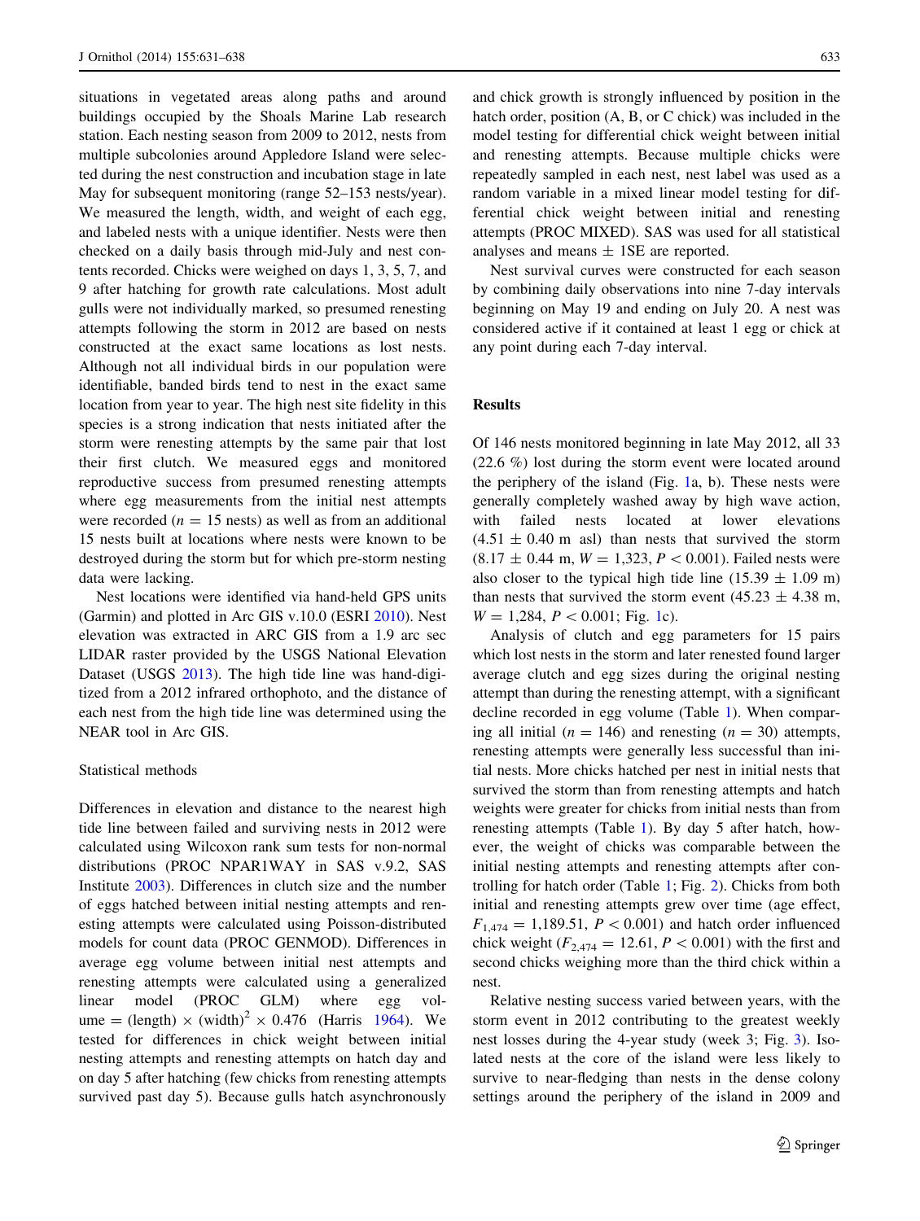situations in vegetated areas along paths and around buildings occupied by the Shoals Marine Lab research station. Each nesting season from 2009 to 2012, nests from multiple subcolonies around Appledore Island were selected during the nest construction and incubation stage in late May for subsequent monitoring (range 52–153 nests/year). We measured the length, width, and weight of each egg, and labeled nests with a unique identifier. Nests were then checked on a daily basis through mid-July and nest contents recorded. Chicks were weighed on days 1, 3, 5, 7, and 9 after hatching for growth rate calculations. Most adult gulls were not individually marked, so presumed renesting attempts following the storm in 2012 are based on nests constructed at the exact same locations as lost nests. Although not all individual birds in our population were identifiable, banded birds tend to nest in the exact same location from year to year. The high nest site fidelity in this species is a strong indication that nests initiated after the storm were renesting attempts by the same pair that lost their first clutch. We measured eggs and monitored reproductive success from presumed renesting attempts where egg measurements from the initial nest attempts were recorded ($n = 15$ nests) as well as from an additional 15 nests built at locations where nests were known to be destroyed during the storm but for which pre-storm nesting data were lacking.

Nest locations were identified via hand-held GPS units (Garmin) and plotted in Arc GIS v.10.0 (ESRI 2010). Nest elevation was extracted in ARC GIS from a 1.9 arc sec LIDAR raster provided by the USGS National Elevation Dataset (USGS 2013). The high tide line was hand-digitized from a 2012 infrared orthophoto, and the distance of each nest from the high tide line was determined using the NEAR tool in Arc GIS.

### Statistical methods

Differences in elevation and distance to the nearest high tide line between failed and surviving nests in 2012 were calculated using Wilcoxon rank sum tests for non-normal distributions (PROC NPAR1WAY in SAS v.9.2, SAS Institute 2003). Differences in clutch size and the number of eggs hatched between initial nesting attempts and renesting attempts were calculated using Poisson-distributed models for count data (PROC GENMOD). Differences in average egg volume between initial nest attempts and renesting attempts were calculated using a generalized linear model (PROC GLM) where egg volume = (length) $\times$ (width)$^2$ $\times$ 0.476 (Harris 1964). We tested for differences in chick weight between initial nesting attempts and renesting attempts on hatch day and on day 5 after hatching (few chicks from renesting attempts survived past day 5). Because gulls hatch asynchronously and chick growth is strongly influenced by position in the hatch order, position (A, B, or C chick) was included in the model testing for differential chick weight between initial and renesting attempts. Because multiple chicks were repeatedly sampled in each nest, nest label was used as a random variable in a mixed linear model testing for differential chick weight between initial and renesting attempts (PROC MIXED). SAS was used for all statistical analyses and means $\pm$ 1SE are reported.

Nest survival curves were constructed for each season by combining daily observations into nine 7-day intervals beginning on May 19 and ending on July 20. A nest was considered active if it contained at least 1 egg or chick at any point during each 7-day interval.

## Results

Of 146 nests monitored beginning in late May 2012, all 33 (22.6 %) lost during the storm event were located around the periphery of the island (Fig. 1a, b). These nests were generally completely washed away by high wave action, with failed nests located at lower elevations ($4.51 \pm 0.40$ m asl) than nests that survived the storm ($8.17 \pm 0.44$ m, $W = 1{,}323$, $P < 0.001$). Failed nests were also closer to the typical high tide line ($15.39 \pm 1.09$ m) than nests that survived the storm event ($45.23 \pm 4.38$ m, $W = 1{,}284$, $P < 0.001$; Fig. 1c).

Analysis of clutch and egg parameters for 15 pairs which lost nests in the storm and later renested found larger average clutch and egg sizes during the original nesting attempt than during the renesting attempt, with a significant decline recorded in egg volume (Table 1). When comparing all initial ($n = 146$) and renesting ($n = 30$) attempts, renesting attempts were generally less successful than initial nests. More chicks hatched per nest in initial nests that survived the storm than from renesting attempts and hatch weights were greater for chicks from initial nests than from renesting attempts (Table 1). By day 5 after hatch, however, the weight of chicks was comparable between the initial nesting attempts and renesting attempts after controlling for hatch order (Table 1; Fig. 2). Chicks from both initial and renesting attempts grew over time (age effect, $F_{1,474} = 1{,}189.51$, $P < 0.001$) and hatch order influenced chick weight ($F_{2,474} = 12.61$, $P < 0.001$) with the first and second chicks weighing more than the third chick within a nest.

Relative nesting success varied between years, with the storm event in 2012 contributing to the greatest weekly nest losses during the 4-year study (week 3; Fig. 3). Isolated nests at the core of the island were less likely to survive to near-fledging than nests in the dense colony settings around the periphery of the island in 2009 and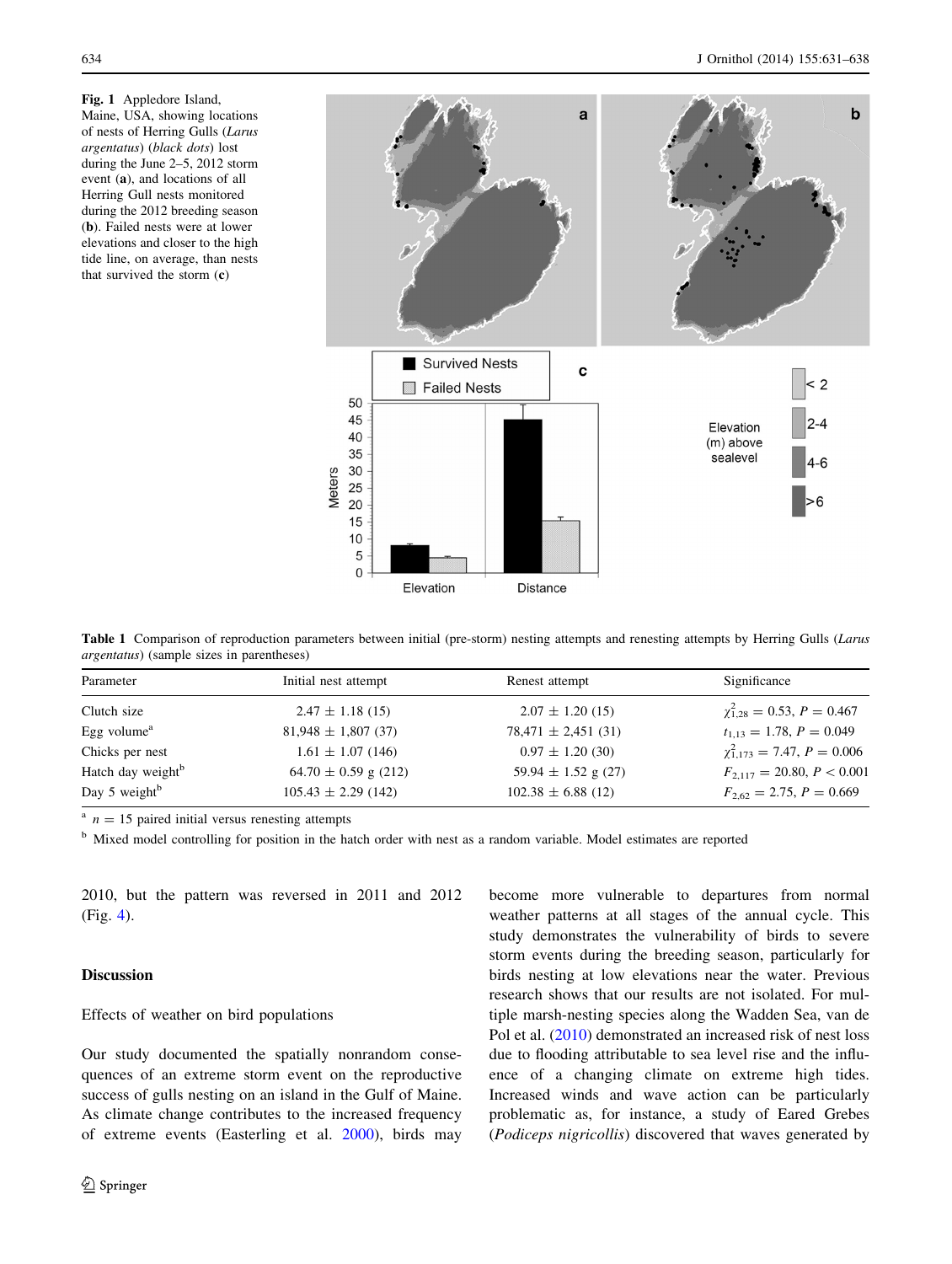**Fig. 1** Appledore Island, Maine, USA, showing locations of nests of Herring Gulls (*Larus argentatus*) (*black dots*) lost during the June 2–5, 2012 storm event (**a**), and locations of all Herring Gull nests monitored during the 2012 breeding season (**b**). Failed nests were at lower elevations and closer to the high tide line, on average, than nests that survived the storm (**c**)

**Table 1** Comparison of reproduction parameters between initial (pre-storm) nesting attempts and renesting attempts by Herring Gulls (*Larus argentatus*) (sample sizes in parentheses)

| Parameter | Initial nest attempt | Renest attempt | Significance |
|---|---|---|---|
| Clutch size | 2.47 ± 1.18 (15) | 2.07 ± 1.20 (15) | $\chi^2_{1,28} = 0.53$, $P = 0.467$ |
| Egg volume[a] | 81,948 ± 1,807 (37) | 78,471 ± 2,451 (31) | $t_{1,13} = 1.78$, $P = 0.049$ |
| Chicks per nest | 1.61 ± 1.07 (146) | 0.97 ± 1.20 (30) | $\chi^2_{1,173} = 7.47$, $P = 0.006$ |
| Hatch day weight[b] | 64.70 ± 0.59 g (212) | 59.94 ± 1.52 g (27) | $F_{2,117} = 20.80$, $P < 0.001$ |
| Day 5 weight[b] | 105.43 ± 2.29 (142) | 102.38 ± 6.88 (12) | $F_{2,62} = 2.75$, $P = 0.669$ |

[a] $n = 15$ paired initial versus renesting attempts

[b] Mixed model controlling for position in the hatch order with nest as a random variable. Model estimates are reported

2010, but the pattern was reversed in 2011 and 2012 (Fig. 4).

## Discussion

### Effects of weather on bird populations

Our study documented the spatially nonrandom consequences of an extreme storm event on the reproductive success of gulls nesting on an island in the Gulf of Maine. As climate change contributes to the increased frequency of extreme events (Easterling et al. 2000), birds may become more vulnerable to departures from normal weather patterns at all stages of the annual cycle. This study demonstrates the vulnerability of birds to severe storm events during the breeding season, particularly for birds nesting at low elevations near the water. Previous research shows that our results are not isolated. For multiple marsh-nesting species along the Wadden Sea, van de Pol et al. (2010) demonstrated an increased risk of nest loss due to flooding attributable to sea level rise and the influence of a changing climate on extreme high tides. Increased winds and wave action can be particularly problematic as, for instance, a study of Eared Grebes (*Podiceps nigricollis*) discovered that waves generated by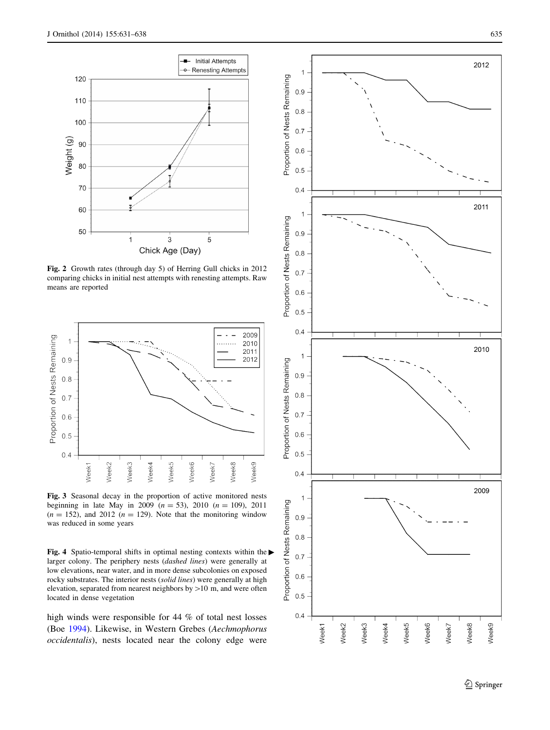**Fig. 2** Growth rates (through day 5) of Herring Gull chicks in 2012 comparing chicks in initial nest attempts with renesting attempts. Raw means are reported

**Fig. 3** Seasonal decay in the proportion of active monitored nests beginning in late May in 2009 ($n = 53$), 2010 ($n = 109$), 2011 ($n = 152$), and 2012 ($n = 129$). Note that the monitoring window was reduced in some years

**Fig. 4** Spatio-temporal shifts in optimal nesting contexts within the larger colony. The periphery nests (*dashed lines*) were generally at low elevations, near water, and in more dense subcolonies on exposed rocky substrates. The interior nests (*solid lines*) were generally at high elevation, separated from nearest neighbors by >10 m, and were often located in dense vegetation

high winds were responsible for 44 % of total nest losses (Boe 1994). Likewise, in Western Grebes (*Aechmophorus occidentalis*), nests located near the colony edge were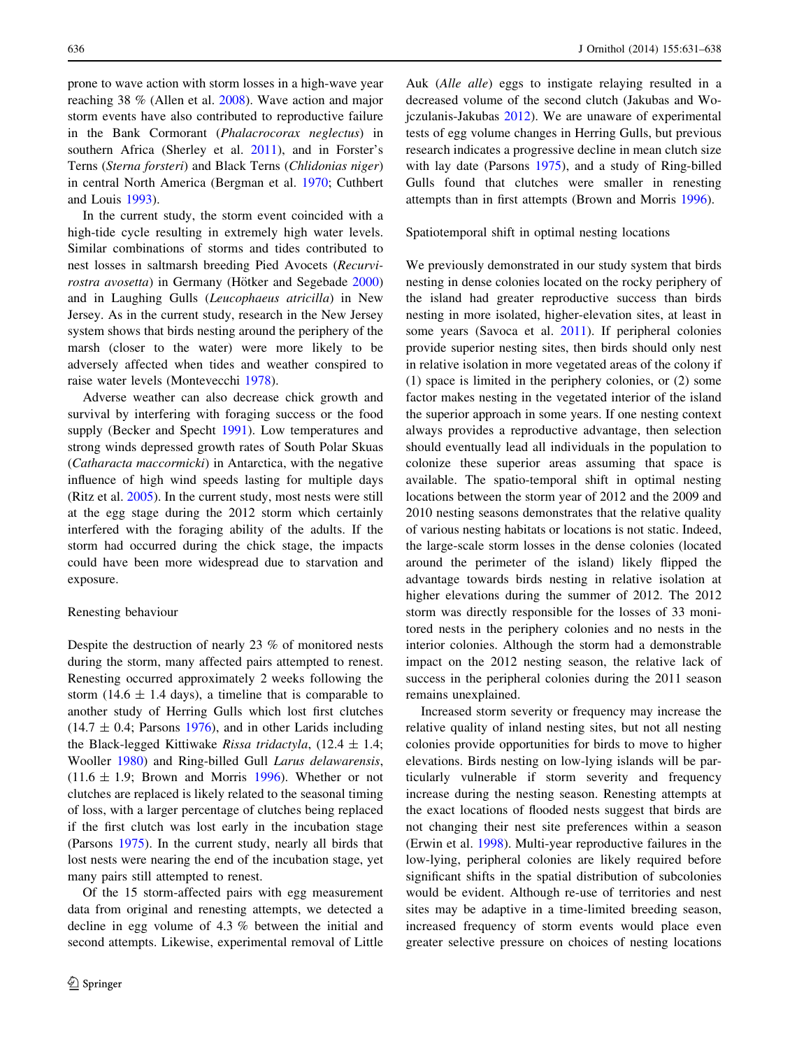prone to wave action with storm losses in a high-wave year reaching 38 % (Allen et al. 2008). Wave action and major storm events have also contributed to reproductive failure in the Bank Cormorant (*Phalacrocorax neglectus*) in southern Africa (Sherley et al. 2011), and in Forster's Terns (*Sterna forsteri*) and Black Terns (*Chlidonias niger*) in central North America (Bergman et al. 1970; Cuthbert and Louis 1993).

In the current study, the storm event coincided with a high-tide cycle resulting in extremely high water levels. Similar combinations of storms and tides contributed to nest losses in saltmarsh breeding Pied Avocets (*Recurvirostra avosetta*) in Germany (Hötker and Segebade 2000) and in Laughing Gulls (*Leucophaeus atricilla*) in New Jersey. As in the current study, research in the New Jersey system shows that birds nesting around the periphery of the marsh (closer to the water) were more likely to be adversely affected when tides and weather conspired to raise water levels (Montevecchi 1978).

Adverse weather can also decrease chick growth and survival by interfering with foraging success or the food supply (Becker and Specht 1991). Low temperatures and strong winds depressed growth rates of South Polar Skuas (*Catharacta maccormicki*) in Antarctica, with the negative influence of high wind speeds lasting for multiple days (Ritz et al. 2005). In the current study, most nests were still at the egg stage during the 2012 storm which certainly interfered with the foraging ability of the adults. If the storm had occurred during the chick stage, the impacts could have been more widespread due to starvation and exposure.

### Renesting behaviour

Despite the destruction of nearly 23 % of monitored nests during the storm, many affected pairs attempted to renest. Renesting occurred approximately 2 weeks following the storm ($14.6 \pm 1.4$ days), a timeline that is comparable to another study of Herring Gulls which lost first clutches ($14.7 \pm 0.4$; Parsons 1976), and in other Larids including the Black-legged Kittiwake *Rissa tridactyla*, ($12.4 \pm 1.4$; Wooller 1980) and Ring-billed Gull *Larus delawarensis*, ($11.6 \pm 1.9$; Brown and Morris 1996). Whether or not clutches are replaced is likely related to the seasonal timing of loss, with a larger percentage of clutches being replaced if the first clutch was lost early in the incubation stage (Parsons 1975). In the current study, nearly all birds that lost nests were nearing the end of the incubation stage, yet many pairs still attempted to renest.

Of the 15 storm-affected pairs with egg measurement data from original and renesting attempts, we detected a decline in egg volume of 4.3 % between the initial and second attempts. Likewise, experimental removal of Little Auk (*Alle alle*) eggs to instigate relaying resulted in a decreased volume of the second clutch (Jakubas and Wojczulanis-Jakubas 2012). We are unaware of experimental tests of egg volume changes in Herring Gulls, but previous research indicates a progressive decline in mean clutch size with lay date (Parsons 1975), and a study of Ring-billed Gulls found that clutches were smaller in renesting attempts than in first attempts (Brown and Morris 1996).

### Spatiotemporal shift in optimal nesting locations

We previously demonstrated in our study system that birds nesting in dense colonies located on the rocky periphery of the island had greater reproductive success than birds nesting in more isolated, higher-elevation sites, at least in some years (Savoca et al. 2011). If peripheral colonies provide superior nesting sites, then birds should only nest in relative isolation in more vegetated areas of the colony if (1) space is limited in the periphery colonies, or (2) some factor makes nesting in the vegetated interior of the island the superior approach in some years. If one nesting context always provides a reproductive advantage, then selection should eventually lead all individuals in the population to colonize these superior areas assuming that space is available. The spatio-temporal shift in optimal nesting locations between the storm year of 2012 and the 2009 and 2010 nesting seasons demonstrates that the relative quality of various nesting habitats or locations is not static. Indeed, the large-scale storm losses in the dense colonies (located around the perimeter of the island) likely flipped the advantage towards birds nesting in relative isolation at higher elevations during the summer of 2012. The 2012 storm was directly responsible for the losses of 33 monitored nests in the periphery colonies and no nests in the interior colonies. Although the storm had a demonstrable impact on the 2012 nesting season, the relative lack of success in the peripheral colonies during the 2011 season remains unexplained.

Increased storm severity or frequency may increase the relative quality of inland nesting sites, but not all nesting colonies provide opportunities for birds to move to higher elevations. Birds nesting on low-lying islands will be particularly vulnerable if storm severity and frequency increase during the nesting season. Renesting attempts at the exact locations of flooded nests suggest that birds are not changing their nest site preferences within a season (Erwin et al. 1998). Multi-year reproductive failures in the low-lying, peripheral colonies are likely required before significant shifts in the spatial distribution of subcolonies would be evident. Although re-use of territories and nest sites may be adaptive in a time-limited breeding season, increased frequency of storm events would place even greater selective pressure on choices of nesting locations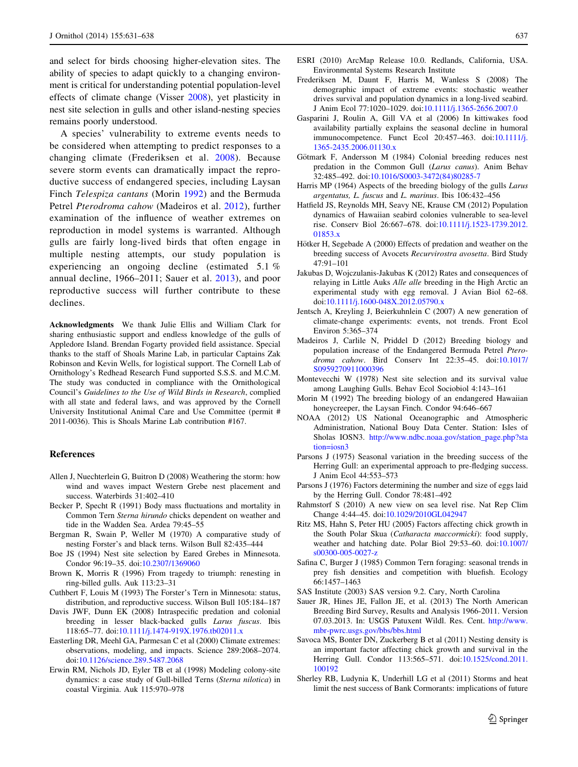and select for birds choosing higher-elevation sites. The ability of species to adapt quickly to a changing environment is critical for understanding potential population-level effects of climate change (Visser 2008), yet plasticity in nest site selection in gulls and other island-nesting species remains poorly understood.

A species' vulnerability to extreme events needs to be considered when attempting to predict responses to a changing climate (Frederiksen et al. 2008). Because severe storm events can dramatically impact the reproductive success of endangered species, including Laysan Finch *Telespiza cantans* (Morin 1992) and the Bermuda Petrel *Pterodroma cahow* (Madeiros et al. 2012), further examination of the influence of weather extremes on reproduction in model systems is warranted. Although gulls are fairly long-lived birds that often engage in multiple nesting attempts, our study population is experiencing an ongoing decline (estimated 5.1 % annual decline, 1966–2011; Sauer et al. 2013), and poor reproductive success will further contribute to these declines.

**Acknowledgments** We thank Julie Ellis and William Clark for sharing enthusiastic support and endless knowledge of the gulls of Appledore Island. Brendan Fogarty provided field assistance. Special thanks to the staff of Shoals Marine Lab, in particular Captains Zak Robinson and Kevin Wells, for logistical support. The Cornell Lab of Ornithology's Redhead Research Fund supported S.S.S. and M.C.M. The study was conducted in compliance with the Ornithological Council's *Guidelines to the Use of Wild Birds in Research*, complied with all state and federal laws, and was approved by the Cornell University Institutional Animal Care and Use Committee (permit # 2011-0036). This is Shoals Marine Lab contribution #167.

## References

Allen J, Nuechterlein G, Buitron D (2008) Weathering the storm: how wind and waves impact Western Grebe nest placement and success. Waterbirds 31:402–410

Becker P, Specht R (1991) Body mass fluctuations and mortality in Common Tern *Sterna hirundo* chicks dependent on weather and tide in the Wadden Sea. Ardea 79:45–55

Bergman R, Swain P, Weller M (1970) A comparative study of nesting Forster's and black terns. Wilson Bull 82:435–444

Boe JS (1994) Nest site selection by Eared Grebes in Minnesota. Condor 96:19–35. doi:10.2307/1369060

Brown K, Morris R (1996) From tragedy to triumph: renesting in ring-billed gulls. Auk 113:23–31

Cuthbert F, Louis M (1993) The Forster's Tern in Minnesota: status, distribution, and reproductive success. Wilson Bull 105:184–187

Davis JWF, Dunn EK (2008) Intraspecific predation and colonial breeding in lesser black-backed gulls *Larus fuscus*. Ibis 118:65–77. doi:10.1111/j.1474-919X.1976.tb02011.x

Easterling DR, Meehl GA, Parmesan C et al (2000) Climate extremes: observations, modeling, and impacts. Science 289:2068–2074. doi:10.1126/science.289.5487.2068

Erwin RM, Nichols JD, Eyler TB et al (1998) Modeling colony-site dynamics: a case study of Gull-billed Terns (*Sterna nilotica*) in coastal Virginia. Auk 115:970–978

ESRI (2010) ArcMap Release 10.0. Redlands, California, USA. Environmental Systems Research Institute

Frederiksen M, Daunt F, Harris M, Wanless S (2008) The demographic impact of extreme events: stochastic weather drives survival and population dynamics in a long-lived seabird. J Anim Ecol 77:1020–1029. doi:10.1111/j.1365-2656.2007.0

Gasparini J, Roulin A, Gill VA et al (2006) In kittiwakes food availability partially explains the seasonal decline in humoral immunocompetence. Funct Ecol 20:457–463. doi:10.1111/j.1365-2435.2006.01130.x

Götmark F, Andersson M (1984) Colonial breeding reduces nest predation in the Common Gull (*Larus canus*). Anim Behav 32:485–492. doi:10.1016/S0003-3472(84)80285-7

Harris MP (1964) Aspects of the breeding biology of the gulls *Larus argentatus, L. fuscus* and *L. marinus*. Ibis 106:432–456

Hatfield JS, Reynolds MH, Seavy NE, Krause CM (2012) Population dynamics of Hawaiian seabird colonies vulnerable to sea-level rise. Conserv Biol 26:667–678. doi:10.1111/j.1523-1739.2012.01853.x

Hötker H, Segebade A (2000) Effects of predation and weather on the breeding success of Avocets *Recurvirostra avosetta*. Bird Study 47:91–101

Jakubas D, Wojczulanis-Jakubas K (2012) Rates and consequences of relaying in Little Auks *Alle alle* breeding in the High Arctic an experimental study with egg removal. J Avian Biol 62–68. doi:10.1111/j.1600-048X.2012.05790.x

Jentsch A, Kreyling J, Beierkuhnlein C (2007) A new generation of climate-change experiments: events, not trends. Front Ecol Environ 5:365–374

Madeiros J, Carlile N, Priddel D (2012) Breeding biology and population increase of the Endangered Bermuda Petrel *Pterodroma cahow*. Bird Conserv Int 22:35–45. doi:10.1017/S0959270911000396

Montevecchi W (1978) Nest site selection and its survival value among Laughing Gulls. Behav Ecol Sociobiol 4:143–161

Morin M (1992) The breeding biology of an endangered Hawaiian honeycreeper, the Laysan Finch. Condor 94:646–667

NOAA (2012) US National Oceanographic and Atmospheric Administration, National Bouy Data Center. Station: Isles of Sholas IOSN3. http://www.ndbc.noaa.gov/station_page.php?station=iosn3

Parsons J (1975) Seasonal variation in the breeding success of the Herring Gull: an experimental approach to pre-fledging success. J Anim Ecol 44:553–573

Parsons J (1976) Factors determining the number and size of eggs laid by the Herring Gull. Condor 78:481–492

Rahmstorf S (2010) A new view on sea level rise. Nat Rep Clim Change 4:44–45. doi:10.1029/2010GL042947

Ritz MS, Hahn S, Peter HU (2005) Factors affecting chick growth in the South Polar Skua (*Catharacta maccormicki*): food supply, weather and hatching date. Polar Biol 29:53–60. doi:10.1007/s00300-005-0027-z

Safina C, Burger J (1985) Common Tern foraging: seasonal trends in prey fish densities and competition with bluefish. Ecology 66:1457–1463

SAS Institute (2003) SAS version 9.2. Cary, North Carolina

Sauer JR, Hines JE, Fallon JE, et al. (2013) The North American Breeding Bird Survey, Results and Analysis 1966-2011. Version 07.03.2013. In: USGS Patuxent Wildl. Res. Cent. http://www.mbr-pwrc.usgs.gov/bbs/bbs.html

Savoca MS, Bonter DN, Zuckerberg B et al (2011) Nesting density is an important factor affecting chick growth and survival in the Herring Gull. Condor 113:565–571. doi:10.1525/cond.2011.100192

Sherley RB, Ludynia K, Underhill LG et al (2011) Storms and heat limit the nest success of Bank Cormorants: implications of future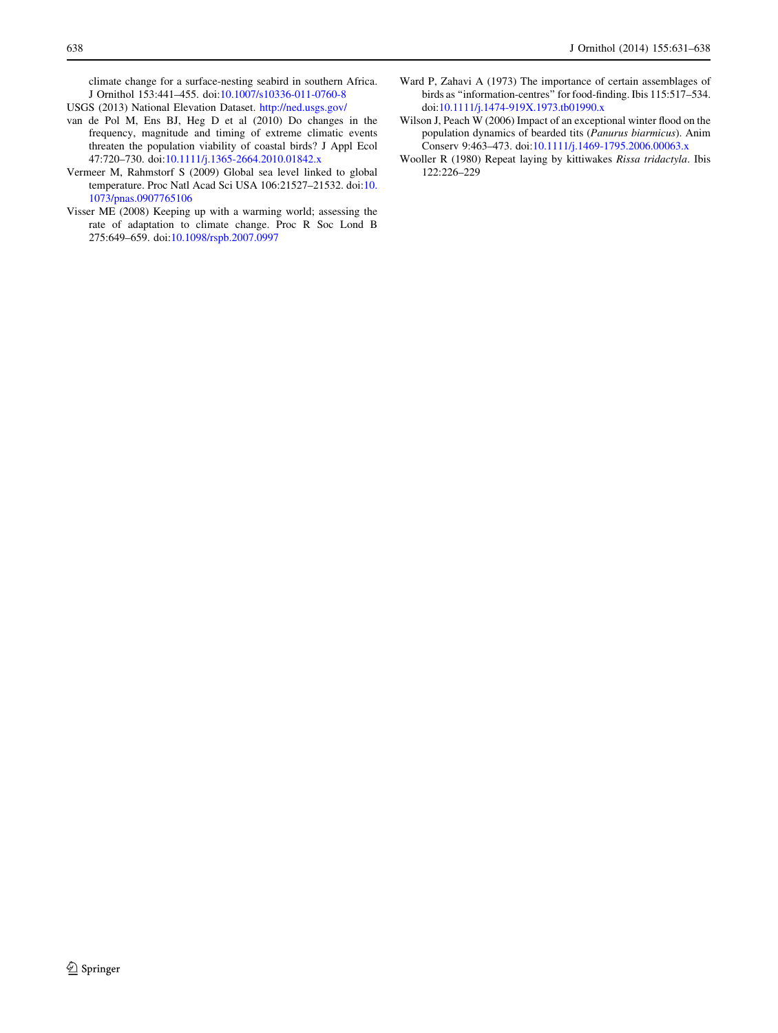climate change for a surface-nesting seabird in southern Africa. J Ornithol 153:441–455. doi:10.1007/s10336-011-0760-8

USGS (2013) National Elevation Dataset. http://ned.usgs.gov/

van de Pol M, Ens BJ, Heg D et al (2010) Do changes in the frequency, magnitude and timing of extreme climatic events threaten the population viability of coastal birds? J Appl Ecol 47:720–730. doi:10.1111/j.1365-2664.2010.01842.x

Vermeer M, Rahmstorf S (2009) Global sea level linked to global temperature. Proc Natl Acad Sci USA 106:21527–21532. doi:10.1073/pnas.0907765106

Visser ME (2008) Keeping up with a warming world; assessing the rate of adaptation to climate change. Proc R Soc Lond B 275:649–659. doi:10.1098/rspb.2007.0997

Ward P, Zahavi A (1973) The importance of certain assemblages of birds as "information-centres" for food-finding. Ibis 115:517–534. doi:10.1111/j.1474-919X.1973.tb01990.x

Wilson J, Peach W (2006) Impact of an exceptional winter flood on the population dynamics of bearded tits (*Panurus biarmicus*). Anim Conserv 9:463–473. doi:10.1111/j.1469-1795.2006.00063.x

Wooller R (1980) Repeat laying by kittiwakes *Rissa tridactyla*. Ibis 122:226–229